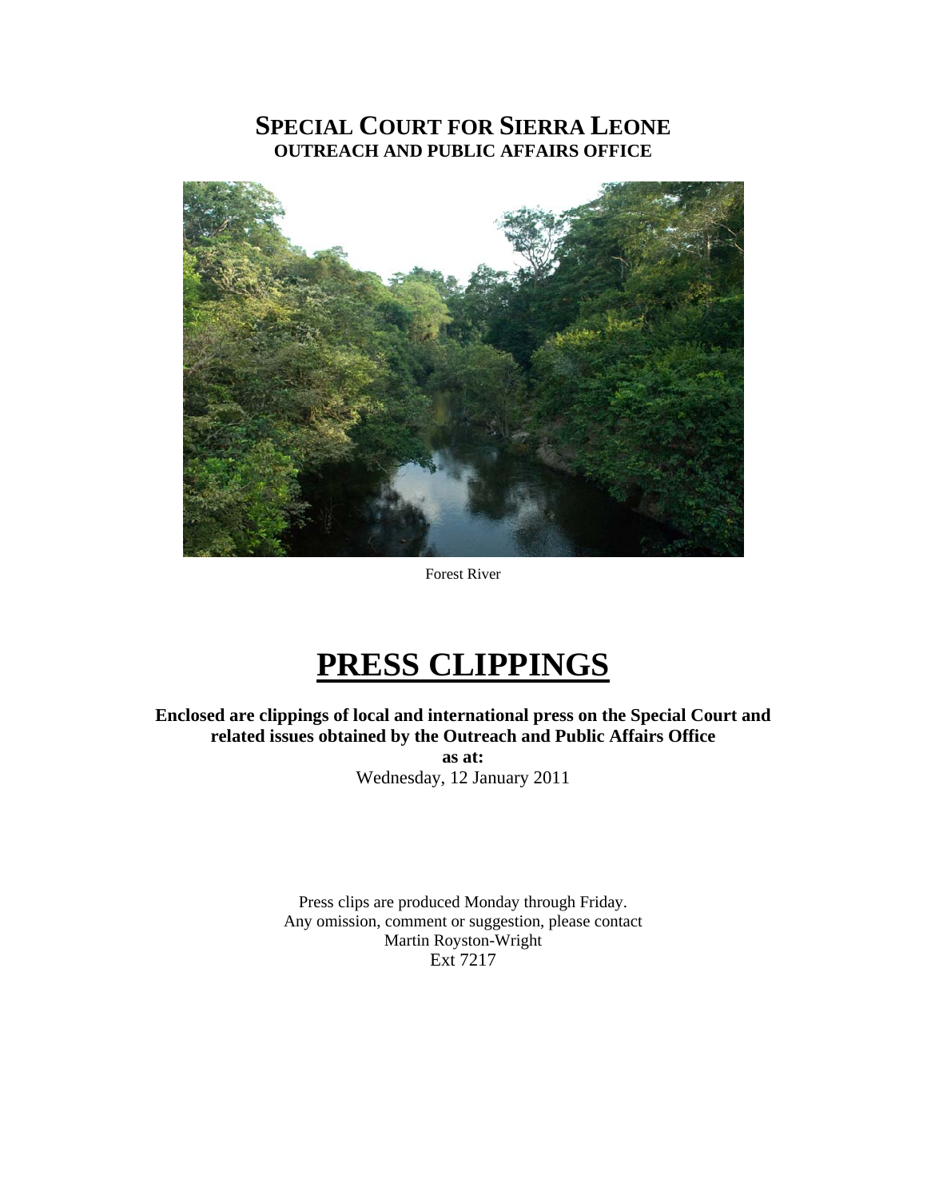# SPECIAL COURT FOR SIERRA LEONE
## OUTREACH AND PUBLIC AFFAIRS OFFICE

Forest River

# PRESS CLIPPINGS

**Enclosed are clippings of local and international press on the Special Court and related issues obtained by the Outreach and Public Affairs Office**

**as at:**

Wednesday, 12 January 2011

Press clips are produced Monday through Friday.
Any omission, comment or suggestion, please contact
Martin Royston-Wright
Ext 7217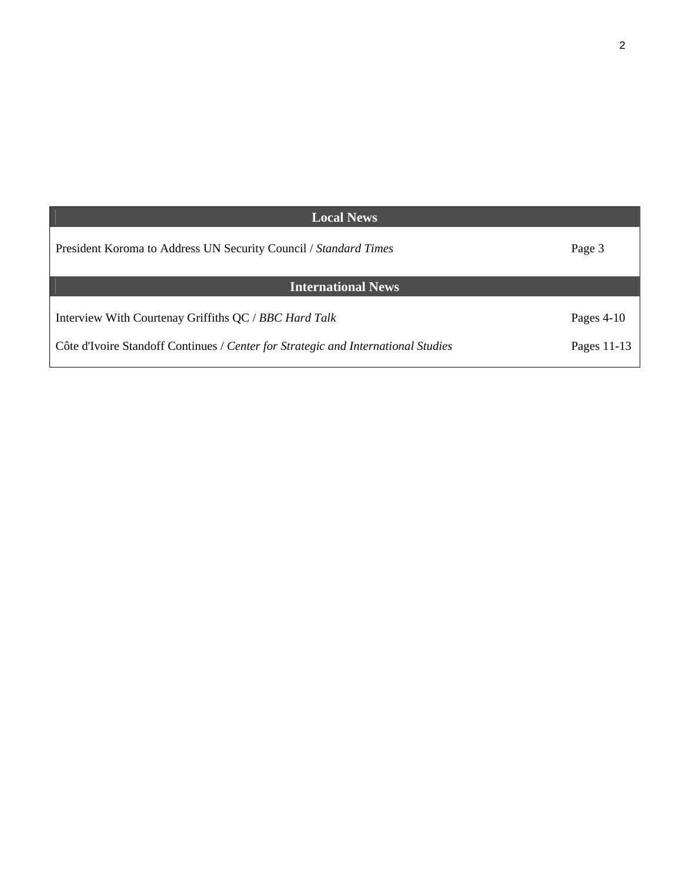| Local News | |
|---|---|
| President Koroma to Address UN Security Council / *Standard Times* | Page 3 |
| **International News** | |
| Interview With Courtenay Griffiths QC / *BBC Hard Talk* | Pages 4-10 |
| Côte d'Ivoire Standoff Continues / *Center for Strategic and International Studies* | Pages 11-13 |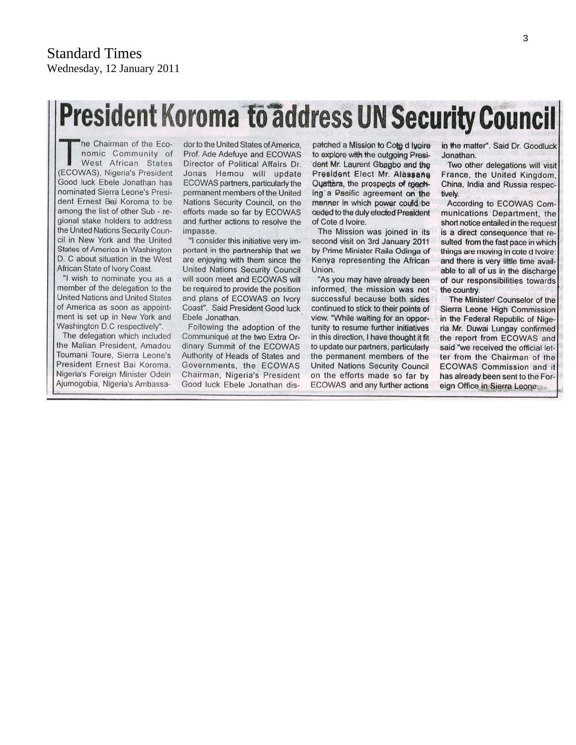Standard Times
Wednesday, 12 January 2011

# President Koroma to address UN Security Council

The Chairman of the Economic Community of West African States (ECOWAS), Nigeria's President Good luck Ebele Jonathan has nominated Sierra Leone's President Ernest Bai Koroma to be among the list of other Sub - regional stake holders to address the United Nations Security Council in New York and the United States of America in Washington D. C about situation in the West African State of Ivory Coast.

"I wish to nominate you as a member of the delegation to the United Nations and United States of America as soon as appointment is set up in New York and Washington D.C respectively".

The delegation which included the Malian President, Amadou Toumani Toure, Sierra Leone's President Ernest Bai Koroma, Nigeria's Foreign Minister Odein Ajumogobia, Nigeria's Ambassador to the United States of America, Prof. Ade Adefuye and ECOWAS Director of Political Affairs Dr. Jonas Hemou will update ECOWAS partners, particularly the permanent members of the United Nations Security Council, on the efforts made so far by ECOWAS and further actions to resolve the impasse.

"I consider this initiative very important in the partnership that we are enjoying with them since the United Nations Security Council will soon meet and ECOWAS will be required to provide the position and plans of ECOWAS on Ivory Coast". Said President Good luck Ebele Jonathan.

Following the adoption of the Communiqué at the two Extra Ordinary Summit of the ECOWAS Authority of Heads of States and Governments, the ECOWAS Chairman, Nigeria's President Good luck Ebele Jonathan dispatched a Mission to Cote d Ivoire to explore with the outgoing President Mr. Laurent Gbagbo and the President Elect Mr. Alassane Ouattara, the prospects of reaching a Pacific agreement on the manner in which power could be ceded to the duly elected President of Cote d Ivoire.

The Mission was joined in its second visit on 3rd January 2011 by Prime Minister Raila Odinga of Kenya representing the African Union.

"As you may have already been informed, the mission was not successful because both sides continued to stick to their points of view. "While waiting for an opportunity to resume further initiatives in this direction, I have thought it fit to update our partners, particularly the permanent members of the United Nations Security Council on the efforts made so far by ECOWAS and any further actions in the matter". Said Dr. Goodluck Jonathan.

Two other delegations will visit France, the United Kingdom, China, India and Russia respectively.

According to ECOWAS Communications Department, the short notice entailed in the request is a direct consequence that resulted from the fast pace in which things are moving in cote d Ivoire: and there is very little time available to all of us in the discharge of our responsibilities towards the country.

The Minister/ Counselor of the Sierra Leone High Commission in the Federal Republic of Nigeria Mr. Duwai Lungay confirmed the report from ECOWAS and said "we received the official letter from the Chairman of the ECOWAS Commission and it has already been sent to the Foreign Office in Sierra Leone.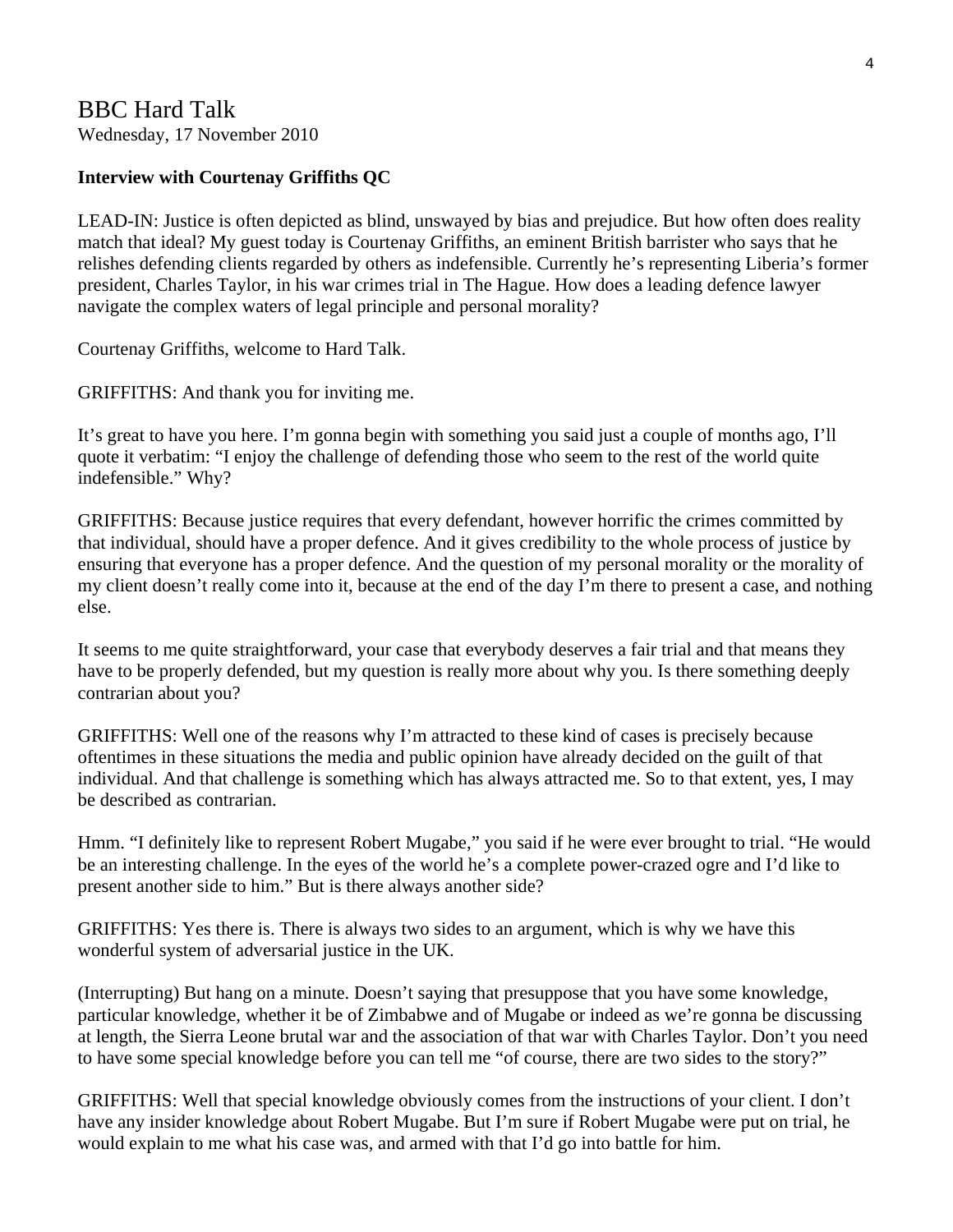# BBC Hard Talk

Wednesday, 17 November 2010

**Interview with Courtenay Griffiths QC**

LEAD-IN: Justice is often depicted as blind, unswayed by bias and prejudice. But how often does reality match that ideal? My guest today is Courtenay Griffiths, an eminent British barrister who says that he relishes defending clients regarded by others as indefensible. Currently he's representing Liberia's former president, Charles Taylor, in his war crimes trial in The Hague. How does a leading defence lawyer navigate the complex waters of legal principle and personal morality?

Courtenay Griffiths, welcome to Hard Talk.

GRIFFITHS: And thank you for inviting me.

It's great to have you here. I'm gonna begin with something you said just a couple of months ago, I'll quote it verbatim: "I enjoy the challenge of defending those who seem to the rest of the world quite indefensible." Why?

GRIFFITHS: Because justice requires that every defendant, however horrific the crimes committed by that individual, should have a proper defence. And it gives credibility to the whole process of justice by ensuring that everyone has a proper defence. And the question of my personal morality or the morality of my client doesn't really come into it, because at the end of the day I'm there to present a case, and nothing else.

It seems to me quite straightforward, your case that everybody deserves a fair trial and that means they have to be properly defended, but my question is really more about why you. Is there something deeply contrarian about you?

GRIFFITHS: Well one of the reasons why I'm attracted to these kind of cases is precisely because oftentimes in these situations the media and public opinion have already decided on the guilt of that individual. And that challenge is something which has always attracted me. So to that extent, yes, I may be described as contrarian.

Hmm. "I definitely like to represent Robert Mugabe," you said if he were ever brought to trial. "He would be an interesting challenge. In the eyes of the world he's a complete power-crazed ogre and I'd like to present another side to him." But is there always another side?

GRIFFITHS: Yes there is. There is always two sides to an argument, which is why we have this wonderful system of adversarial justice in the UK.

(Interrupting) But hang on a minute. Doesn't saying that presuppose that you have some knowledge, particular knowledge, whether it be of Zimbabwe and of Mugabe or indeed as we're gonna be discussing at length, the Sierra Leone brutal war and the association of that war with Charles Taylor. Don't you need to have some special knowledge before you can tell me "of course, there are two sides to the story?"

GRIFFITHS: Well that special knowledge obviously comes from the instructions of your client. I don't have any insider knowledge about Robert Mugabe. But I'm sure if Robert Mugabe were put on trial, he would explain to me what his case was, and armed with that I'd go into battle for him.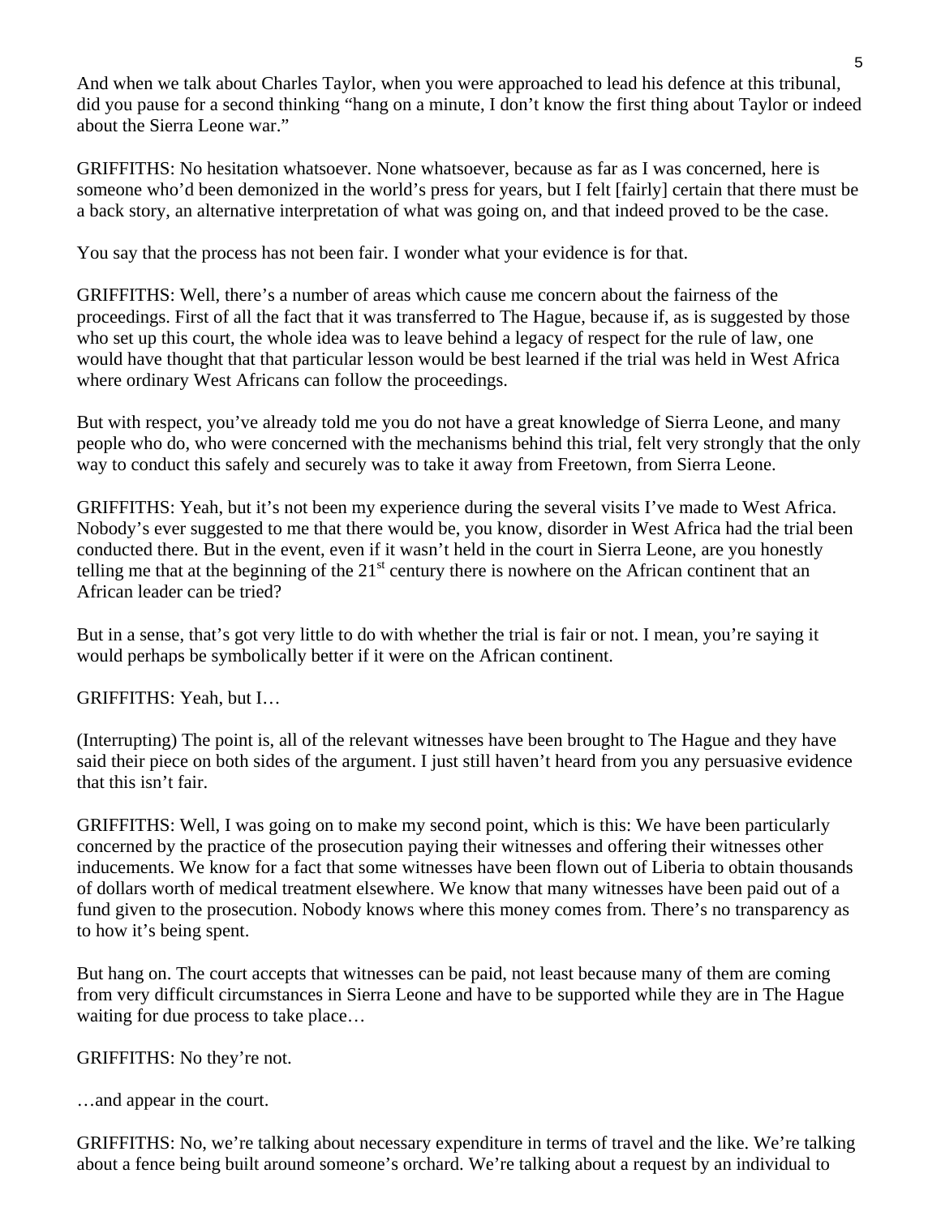And when we talk about Charles Taylor, when you were approached to lead his defence at this tribunal, did you pause for a second thinking “hang on a minute, I don’t know the first thing about Taylor or indeed about the Sierra Leone war.”

GRIFFITHS: No hesitation whatsoever. None whatsoever, because as far as I was concerned, here is someone who’d been demonized in the world’s press for years, but I felt [fairly] certain that there must be a back story, an alternative interpretation of what was going on, and that indeed proved to be the case.

You say that the process has not been fair. I wonder what your evidence is for that.

GRIFFITHS: Well, there’s a number of areas which cause me concern about the fairness of the proceedings. First of all the fact that it was transferred to The Hague, because if, as is suggested by those who set up this court, the whole idea was to leave behind a legacy of respect for the rule of law, one would have thought that that particular lesson would be best learned if the trial was held in West Africa where ordinary West Africans can follow the proceedings.

But with respect, you’ve already told me you do not have a great knowledge of Sierra Leone, and many people who do, who were concerned with the mechanisms behind this trial, felt very strongly that the only way to conduct this safely and securely was to take it away from Freetown, from Sierra Leone.

GRIFFITHS: Yeah, but it’s not been my experience during the several visits I’ve made to West Africa. Nobody’s ever suggested to me that there would be, you know, disorder in West Africa had the trial been conducted there. But in the event, even if it wasn’t held in the court in Sierra Leone, are you honestly telling me that at the beginning of the 21st century there is nowhere on the African continent that an African leader can be tried?

But in a sense, that’s got very little to do with whether the trial is fair or not. I mean, you’re saying it would perhaps be symbolically better if it were on the African continent.

GRIFFITHS: Yeah, but I…

(Interrupting) The point is, all of the relevant witnesses have been brought to The Hague and they have said their piece on both sides of the argument. I just still haven’t heard from you any persuasive evidence that this isn’t fair.

GRIFFITHS: Well, I was going on to make my second point, which is this: We have been particularly concerned by the practice of the prosecution paying their witnesses and offering their witnesses other inducements. We know for a fact that some witnesses have been flown out of Liberia to obtain thousands of dollars worth of medical treatment elsewhere. We know that many witnesses have been paid out of a fund given to the prosecution. Nobody knows where this money comes from. There’s no transparency as to how it’s being spent.

But hang on. The court accepts that witnesses can be paid, not least because many of them are coming from very difficult circumstances in Sierra Leone and have to be supported while they are in The Hague waiting for due process to take place…

GRIFFITHS: No they’re not.

…and appear in the court.

GRIFFITHS: No, we’re talking about necessary expenditure in terms of travel and the like. We’re talking about a fence being built around someone’s orchard. We’re talking about a request by an individual to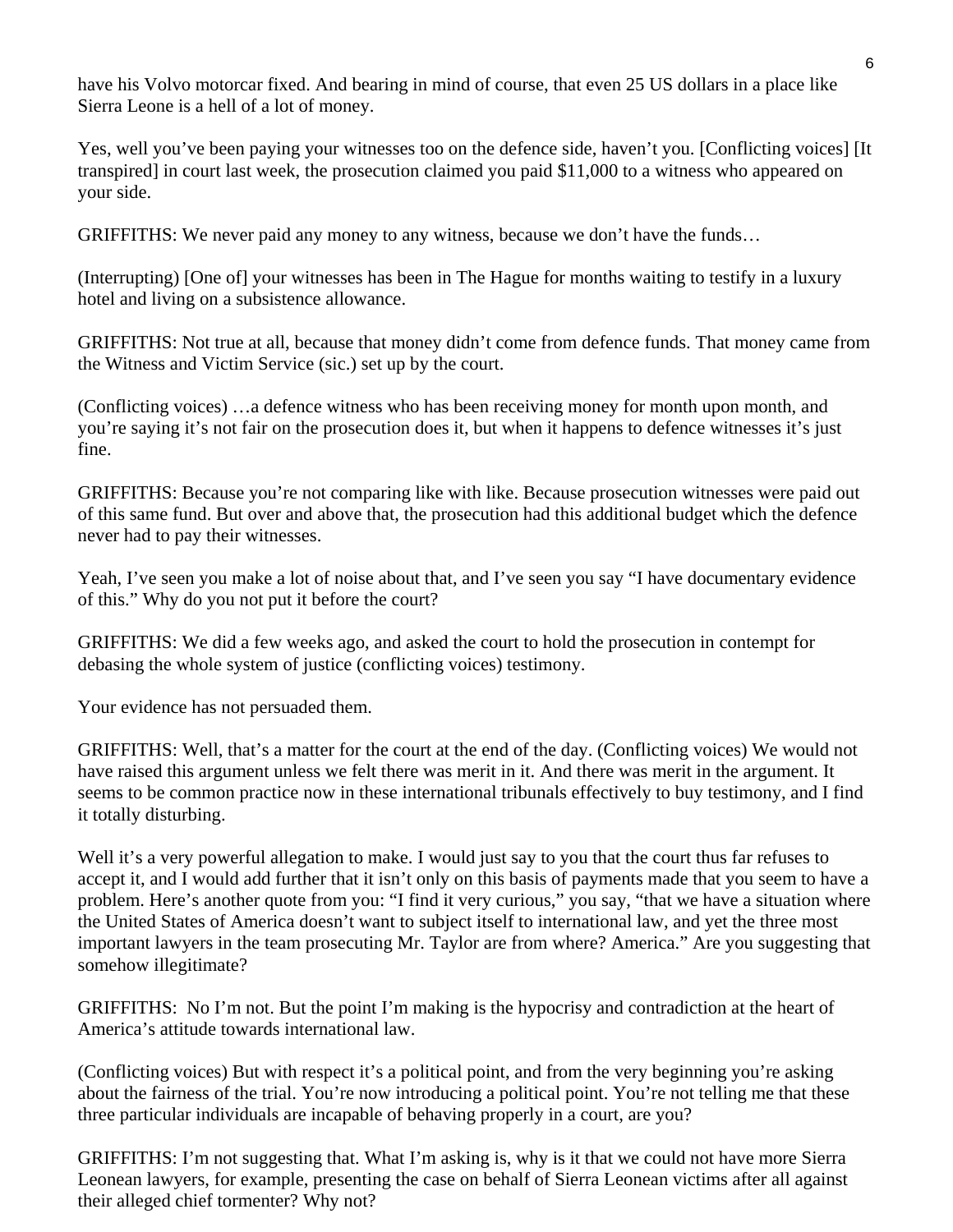have his Volvo motorcar fixed. And bearing in mind of course, that even 25 US dollars in a place like Sierra Leone is a hell of a lot of money.

Yes, well you've been paying your witnesses too on the defence side, haven't you. [Conflicting voices] [It transpired] in court last week, the prosecution claimed you paid $11,000 to a witness who appeared on your side.

GRIFFITHS: We never paid any money to any witness, because we don't have the funds…

(Interrupting) [One of] your witnesses has been in The Hague for months waiting to testify in a luxury hotel and living on a subsistence allowance.

GRIFFITHS: Not true at all, because that money didn't come from defence funds. That money came from the Witness and Victim Service (sic.) set up by the court.

(Conflicting voices) …a defence witness who has been receiving money for month upon month, and you're saying it's not fair on the prosecution does it, but when it happens to defence witnesses it's just fine.

GRIFFITHS: Because you're not comparing like with like. Because prosecution witnesses were paid out of this same fund. But over and above that, the prosecution had this additional budget which the defence never had to pay their witnesses.

Yeah, I've seen you make a lot of noise about that, and I've seen you say "I have documentary evidence of this." Why do you not put it before the court?

GRIFFITHS: We did a few weeks ago, and asked the court to hold the prosecution in contempt for debasing the whole system of justice (conflicting voices) testimony.

Your evidence has not persuaded them.

GRIFFITHS: Well, that's a matter for the court at the end of the day. (Conflicting voices) We would not have raised this argument unless we felt there was merit in it. And there was merit in the argument. It seems to be common practice now in these international tribunals effectively to buy testimony, and I find it totally disturbing.

Well it's a very powerful allegation to make. I would just say to you that the court thus far refuses to accept it, and I would add further that it isn't only on this basis of payments made that you seem to have a problem. Here's another quote from you: "I find it very curious," you say, "that we have a situation where the United States of America doesn't want to subject itself to international law, and yet the three most important lawyers in the team prosecuting Mr. Taylor are from where? America." Are you suggesting that somehow illegitimate?

GRIFFITHS: No I'm not. But the point I'm making is the hypocrisy and contradiction at the heart of America's attitude towards international law.

(Conflicting voices) But with respect it's a political point, and from the very beginning you're asking about the fairness of the trial. You're now introducing a political point. You're not telling me that these three particular individuals are incapable of behaving properly in a court, are you?

GRIFFITHS: I'm not suggesting that. What I'm asking is, why is it that we could not have more Sierra Leonean lawyers, for example, presenting the case on behalf of Sierra Leonean victims after all against their alleged chief tormenter? Why not?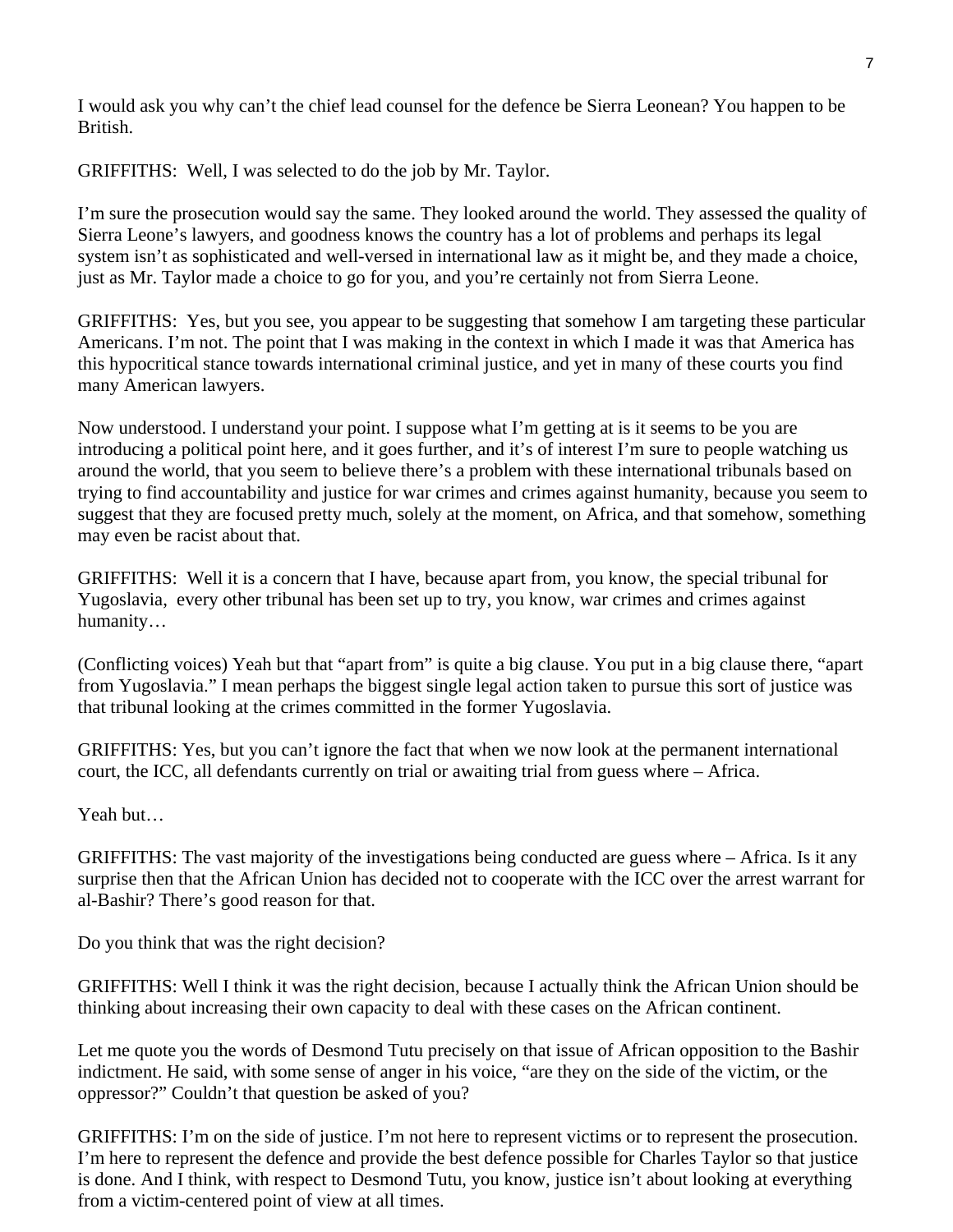I would ask you why can't the chief lead counsel for the defence be Sierra Leonean? You happen to be British.

GRIFFITHS: Well, I was selected to do the job by Mr. Taylor.

I'm sure the prosecution would say the same. They looked around the world. They assessed the quality of Sierra Leone's lawyers, and goodness knows the country has a lot of problems and perhaps its legal system isn't as sophisticated and well-versed in international law as it might be, and they made a choice, just as Mr. Taylor made a choice to go for you, and you're certainly not from Sierra Leone.

GRIFFITHS: Yes, but you see, you appear to be suggesting that somehow I am targeting these particular Americans. I'm not. The point that I was making in the context in which I made it was that America has this hypocritical stance towards international criminal justice, and yet in many of these courts you find many American lawyers.

Now understood. I understand your point. I suppose what I'm getting at is it seems to be you are introducing a political point here, and it goes further, and it's of interest I'm sure to people watching us around the world, that you seem to believe there's a problem with these international tribunals based on trying to find accountability and justice for war crimes and crimes against humanity, because you seem to suggest that they are focused pretty much, solely at the moment, on Africa, and that somehow, something may even be racist about that.

GRIFFITHS: Well it is a concern that I have, because apart from, you know, the special tribunal for Yugoslavia, every other tribunal has been set up to try, you know, war crimes and crimes against humanity…

(Conflicting voices) Yeah but that "apart from" is quite a big clause. You put in a big clause there, "apart from Yugoslavia." I mean perhaps the biggest single legal action taken to pursue this sort of justice was that tribunal looking at the crimes committed in the former Yugoslavia.

GRIFFITHS: Yes, but you can't ignore the fact that when we now look at the permanent international court, the ICC, all defendants currently on trial or awaiting trial from guess where – Africa.

Yeah but…

GRIFFITHS: The vast majority of the investigations being conducted are guess where – Africa. Is it any surprise then that the African Union has decided not to cooperate with the ICC over the arrest warrant for al-Bashir? There's good reason for that.

Do you think that was the right decision?

GRIFFITHS: Well I think it was the right decision, because I actually think the African Union should be thinking about increasing their own capacity to deal with these cases on the African continent.

Let me quote you the words of Desmond Tutu precisely on that issue of African opposition to the Bashir indictment. He said, with some sense of anger in his voice, "are they on the side of the victim, or the oppressor?" Couldn't that question be asked of you?

GRIFFITHS: I'm on the side of justice. I'm not here to represent victims or to represent the prosecution. I'm here to represent the defence and provide the best defence possible for Charles Taylor so that justice is done. And I think, with respect to Desmond Tutu, you know, justice isn't about looking at everything from a victim-centered point of view at all times.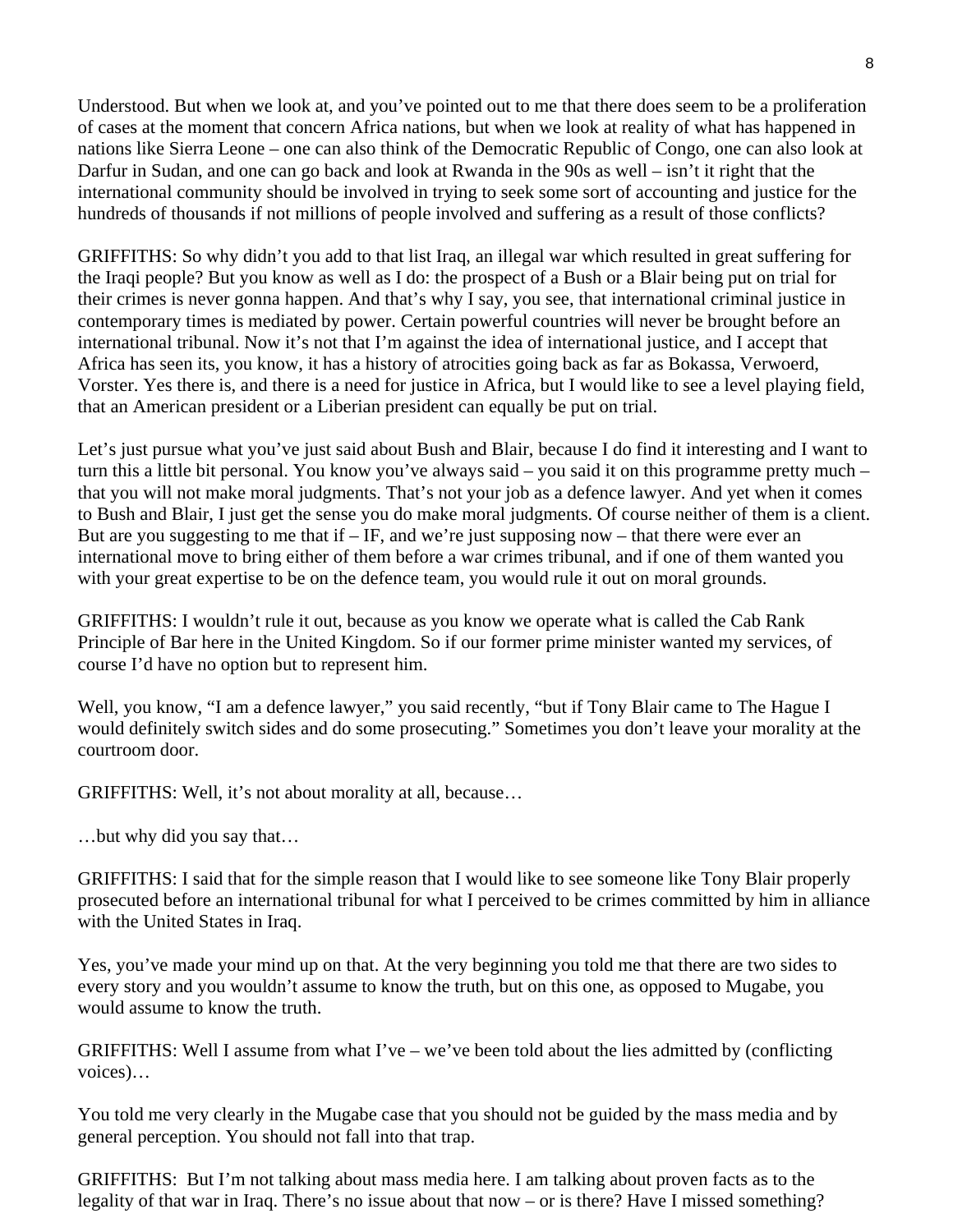Understood. But when we look at, and you've pointed out to me that there does seem to be a proliferation of cases at the moment that concern Africa nations, but when we look at reality of what has happened in nations like Sierra Leone – one can also think of the Democratic Republic of Congo, one can also look at Darfur in Sudan, and one can go back and look at Rwanda in the 90s as well – isn't it right that the international community should be involved in trying to seek some sort of accounting and justice for the hundreds of thousands if not millions of people involved and suffering as a result of those conflicts?

GRIFFITHS: So why didn't you add to that list Iraq, an illegal war which resulted in great suffering for the Iraqi people? But you know as well as I do: the prospect of a Bush or a Blair being put on trial for their crimes is never gonna happen. And that's why I say, you see, that international criminal justice in contemporary times is mediated by power. Certain powerful countries will never be brought before an international tribunal. Now it's not that I'm against the idea of international justice, and I accept that Africa has seen its, you know, it has a history of atrocities going back as far as Bokassa, Verwoerd, Vorster. Yes there is, and there is a need for justice in Africa, but I would like to see a level playing field, that an American president or a Liberian president can equally be put on trial.

Let's just pursue what you've just said about Bush and Blair, because I do find it interesting and I want to turn this a little bit personal. You know you've always said – you said it on this programme pretty much – that you will not make moral judgments. That's not your job as a defence lawyer. And yet when it comes to Bush and Blair, I just get the sense you do make moral judgments. Of course neither of them is a client. But are you suggesting to me that if – IF, and we're just supposing now – that there were ever an international move to bring either of them before a war crimes tribunal, and if one of them wanted you with your great expertise to be on the defence team, you would rule it out on moral grounds.

GRIFFITHS: I wouldn't rule it out, because as you know we operate what is called the Cab Rank Principle of Bar here in the United Kingdom. So if our former prime minister wanted my services, of course I'd have no option but to represent him.

Well, you know, "I am a defence lawyer," you said recently, "but if Tony Blair came to The Hague I would definitely switch sides and do some prosecuting." Sometimes you don't leave your morality at the courtroom door.

GRIFFITHS: Well, it's not about morality at all, because…

…but why did you say that…

GRIFFITHS: I said that for the simple reason that I would like to see someone like Tony Blair properly prosecuted before an international tribunal for what I perceived to be crimes committed by him in alliance with the United States in Iraq.

Yes, you've made your mind up on that. At the very beginning you told me that there are two sides to every story and you wouldn't assume to know the truth, but on this one, as opposed to Mugabe, you would assume to know the truth.

GRIFFITHS: Well I assume from what I've – we've been told about the lies admitted by (conflicting voices)…

You told me very clearly in the Mugabe case that you should not be guided by the mass media and by general perception. You should not fall into that trap.

GRIFFITHS: But I'm not talking about mass media here. I am talking about proven facts as to the legality of that war in Iraq. There's no issue about that now – or is there? Have I missed something?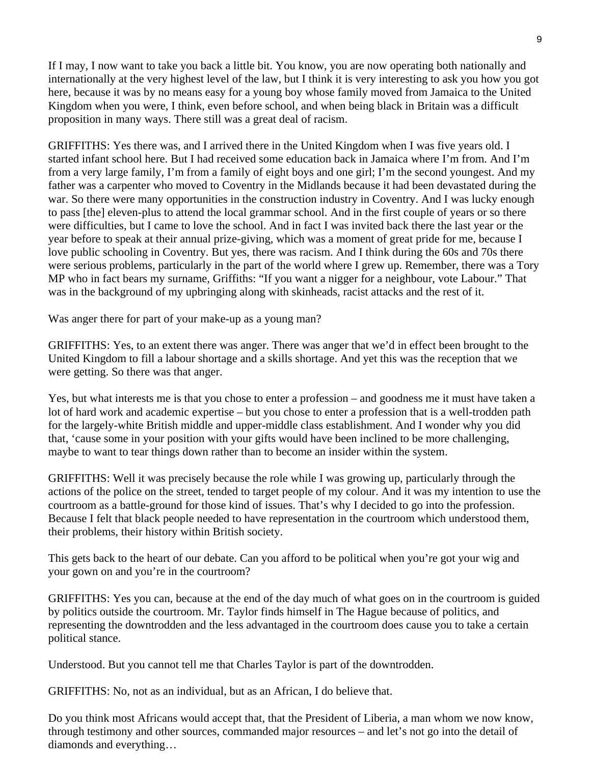If I may, I now want to take you back a little bit. You know, you are now operating both nationally and internationally at the very highest level of the law, but I think it is very interesting to ask you how you got here, because it was by no means easy for a young boy whose family moved from Jamaica to the United Kingdom when you were, I think, even before school, and when being black in Britain was a difficult proposition in many ways. There still was a great deal of racism.

GRIFFITHS: Yes there was, and I arrived there in the United Kingdom when I was five years old. I started infant school here. But I had received some education back in Jamaica where I'm from. And I'm from a very large family, I'm from a family of eight boys and one girl; I'm the second youngest. And my father was a carpenter who moved to Coventry in the Midlands because it had been devastated during the war. So there were many opportunities in the construction industry in Coventry. And I was lucky enough to pass [the] eleven-plus to attend the local grammar school. And in the first couple of years or so there were difficulties, but I came to love the school. And in fact I was invited back there the last year or the year before to speak at their annual prize-giving, which was a moment of great pride for me, because I love public schooling in Coventry. But yes, there was racism. And I think during the 60s and 70s there were serious problems, particularly in the part of the world where I grew up. Remember, there was a Tory MP who in fact bears my surname, Griffiths: "If you want a nigger for a neighbour, vote Labour." That was in the background of my upbringing along with skinheads, racist attacks and the rest of it.

Was anger there for part of your make-up as a young man?

GRIFFITHS: Yes, to an extent there was anger. There was anger that we'd in effect been brought to the United Kingdom to fill a labour shortage and a skills shortage. And yet this was the reception that we were getting. So there was that anger.

Yes, but what interests me is that you chose to enter a profession – and goodness me it must have taken a lot of hard work and academic expertise – but you chose to enter a profession that is a well-trodden path for the largely-white British middle and upper-middle class establishment. And I wonder why you did that, 'cause some in your position with your gifts would have been inclined to be more challenging, maybe to want to tear things down rather than to become an insider within the system.

GRIFFITHS: Well it was precisely because the role while I was growing up, particularly through the actions of the police on the street, tended to target people of my colour. And it was my intention to use the courtroom as a battle-ground for those kind of issues. That's why I decided to go into the profession. Because I felt that black people needed to have representation in the courtroom which understood them, their problems, their history within British society.

This gets back to the heart of our debate. Can you afford to be political when you're got your wig and your gown on and you're in the courtroom?

GRIFFITHS: Yes you can, because at the end of the day much of what goes on in the courtroom is guided by politics outside the courtroom. Mr. Taylor finds himself in The Hague because of politics, and representing the downtrodden and the less advantaged in the courtroom does cause you to take a certain political stance.

Understood. But you cannot tell me that Charles Taylor is part of the downtrodden.

GRIFFITHS: No, not as an individual, but as an African, I do believe that.

Do you think most Africans would accept that, that the President of Liberia, a man whom we now know, through testimony and other sources, commanded major resources – and let's not go into the detail of diamonds and everything…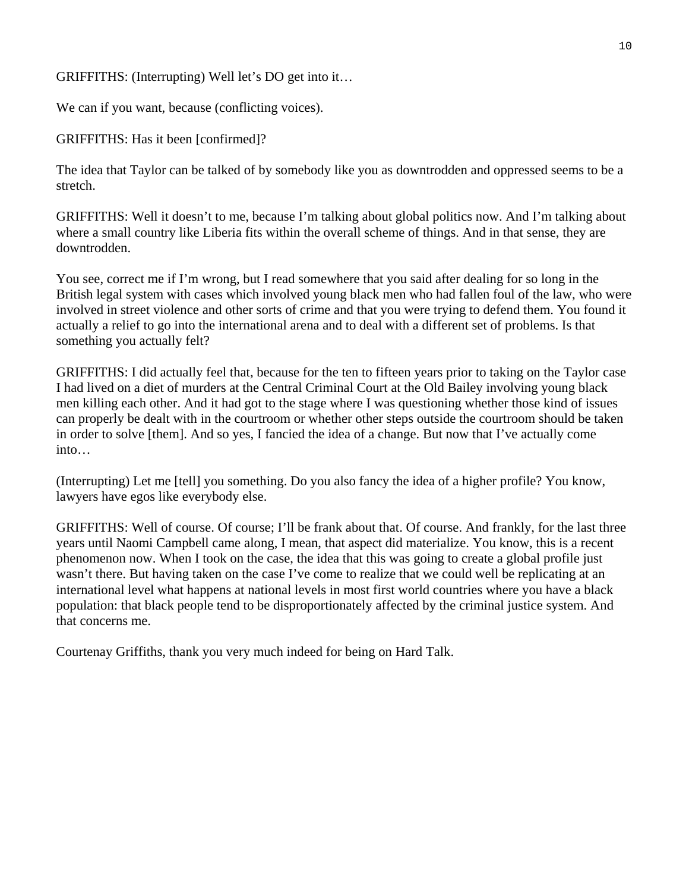GRIFFITHS: (Interrupting) Well let's DO get into it…

We can if you want, because (conflicting voices).

GRIFFITHS: Has it been [confirmed]?

The idea that Taylor can be talked of by somebody like you as downtrodden and oppressed seems to be a stretch.

GRIFFITHS: Well it doesn't to me, because I'm talking about global politics now. And I'm talking about where a small country like Liberia fits within the overall scheme of things. And in that sense, they are downtrodden.

You see, correct me if I'm wrong, but I read somewhere that you said after dealing for so long in the British legal system with cases which involved young black men who had fallen foul of the law, who were involved in street violence and other sorts of crime and that you were trying to defend them. You found it actually a relief to go into the international arena and to deal with a different set of problems. Is that something you actually felt?

GRIFFITHS: I did actually feel that, because for the ten to fifteen years prior to taking on the Taylor case I had lived on a diet of murders at the Central Criminal Court at the Old Bailey involving young black men killing each other. And it had got to the stage where I was questioning whether those kind of issues can properly be dealt with in the courtroom or whether other steps outside the courtroom should be taken in order to solve [them]. And so yes, I fancied the idea of a change. But now that I've actually come into…

(Interrupting) Let me [tell] you something. Do you also fancy the idea of a higher profile? You know, lawyers have egos like everybody else.

GRIFFITHS: Well of course. Of course; I'll be frank about that. Of course. And frankly, for the last three years until Naomi Campbell came along, I mean, that aspect did materialize. You know, this is a recent phenomenon now. When I took on the case, the idea that this was going to create a global profile just wasn't there. But having taken on the case I've come to realize that we could well be replicating at an international level what happens at national levels in most first world countries where you have a black population: that black people tend to be disproportionately affected by the criminal justice system. And that concerns me.

Courtenay Griffiths, thank you very much indeed for being on Hard Talk.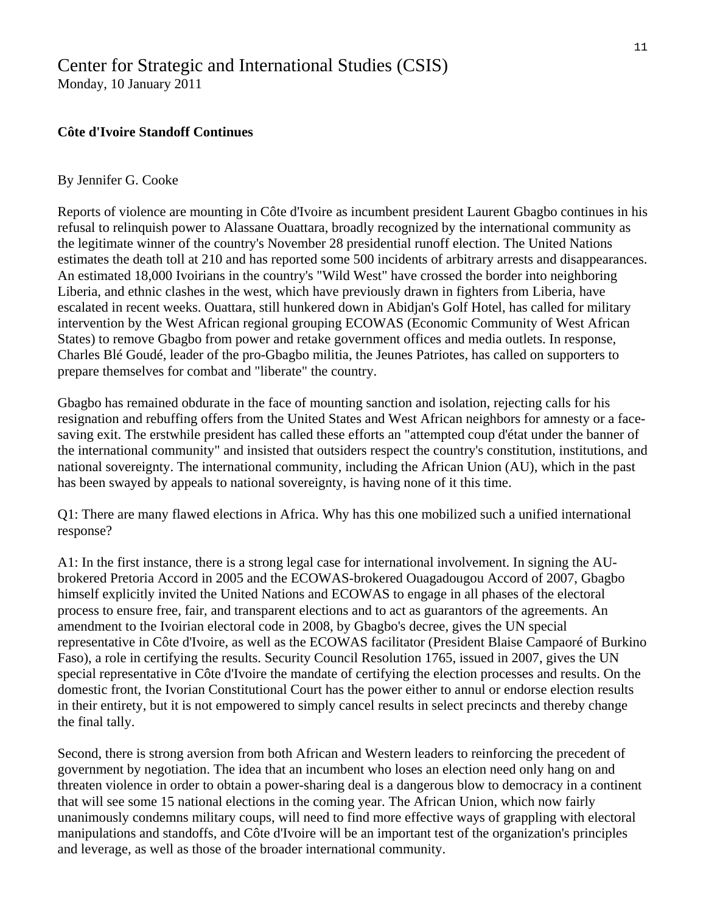# Center for Strategic and International Studies (CSIS)

Monday, 10 January 2011

**Côte d'Ivoire Standoff Continues**

By Jennifer G. Cooke

Reports of violence are mounting in Côte d'Ivoire as incumbent president Laurent Gbagbo continues in his refusal to relinquish power to Alassane Ouattara, broadly recognized by the international community as the legitimate winner of the country's November 28 presidential runoff election. The United Nations estimates the death toll at 210 and has reported some 500 incidents of arbitrary arrests and disappearances. An estimated 18,000 Ivoirians in the country's "Wild West" have crossed the border into neighboring Liberia, and ethnic clashes in the west, which have previously drawn in fighters from Liberia, have escalated in recent weeks. Ouattara, still hunkered down in Abidjan's Golf Hotel, has called for military intervention by the West African regional grouping ECOWAS (Economic Community of West African States) to remove Gbagbo from power and retake government offices and media outlets. In response, Charles Blé Goudé, leader of the pro-Gbagbo militia, the Jeunes Patriotes, has called on supporters to prepare themselves for combat and "liberate" the country.

Gbagbo has remained obdurate in the face of mounting sanction and isolation, rejecting calls for his resignation and rebuffing offers from the United States and West African neighbors for amnesty or a face-saving exit. The erstwhile president has called these efforts an "attempted coup d'état under the banner of the international community" and insisted that outsiders respect the country's constitution, institutions, and national sovereignty. The international community, including the African Union (AU), which in the past has been swayed by appeals to national sovereignty, is having none of it this time.

Q1: There are many flawed elections in Africa. Why has this one mobilized such a unified international response?

A1: In the first instance, there is a strong legal case for international involvement. In signing the AU-brokered Pretoria Accord in 2005 and the ECOWAS-brokered Ouagadougou Accord of 2007, Gbagbo himself explicitly invited the United Nations and ECOWAS to engage in all phases of the electoral process to ensure free, fair, and transparent elections and to act as guarantors of the agreements. An amendment to the Ivoirian electoral code in 2008, by Gbagbo's decree, gives the UN special representative in Côte d'Ivoire, as well as the ECOWAS facilitator (President Blaise Campaoré of Burkino Faso), a role in certifying the results. Security Council Resolution 1765, issued in 2007, gives the UN special representative in Côte d'Ivoire the mandate of certifying the election processes and results. On the domestic front, the Ivorian Constitutional Court has the power either to annul or endorse election results in their entirety, but it is not empowered to simply cancel results in select precincts and thereby change the final tally.

Second, there is strong aversion from both African and Western leaders to reinforcing the precedent of government by negotiation. The idea that an incumbent who loses an election need only hang on and threaten violence in order to obtain a power-sharing deal is a dangerous blow to democracy in a continent that will see some 15 national elections in the coming year. The African Union, which now fairly unanimously condemns military coups, will need to find more effective ways of grappling with electoral manipulations and standoffs, and Côte d'Ivoire will be an important test of the organization's principles and leverage, as well as those of the broader international community.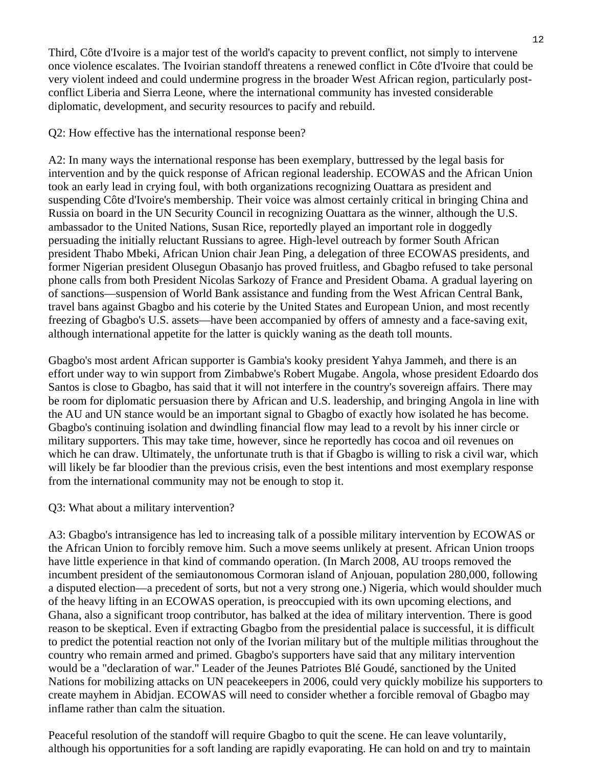Third, Côte d'Ivoire is a major test of the world's capacity to prevent conflict, not simply to intervene once violence escalates. The Ivoirian standoff threatens a renewed conflict in Côte d'Ivoire that could be very violent indeed and could undermine progress in the broader West African region, particularly post-conflict Liberia and Sierra Leone, where the international community has invested considerable diplomatic, development, and security resources to pacify and rebuild.

Q2: How effective has the international response been?

A2: In many ways the international response has been exemplary, buttressed by the legal basis for intervention and by the quick response of African regional leadership. ECOWAS and the African Union took an early lead in crying foul, with both organizations recognizing Ouattara as president and suspending Côte d'Ivoire's membership. Their voice was almost certainly critical in bringing China and Russia on board in the UN Security Council in recognizing Ouattara as the winner, although the U.S. ambassador to the United Nations, Susan Rice, reportedly played an important role in doggedly persuading the initially reluctant Russians to agree. High-level outreach by former South African president Thabo Mbeki, African Union chair Jean Ping, a delegation of three ECOWAS presidents, and former Nigerian president Olusegun Obasanjo has proved fruitless, and Gbagbo refused to take personal phone calls from both President Nicolas Sarkozy of France and President Obama. A gradual layering on of sanctions—suspension of World Bank assistance and funding from the West African Central Bank, travel bans against Gbagbo and his coterie by the United States and European Union, and most recently freezing of Gbagbo's U.S. assets—have been accompanied by offers of amnesty and a face-saving exit, although international appetite for the latter is quickly waning as the death toll mounts.

Gbagbo's most ardent African supporter is Gambia's kooky president Yahya Jammeh, and there is an effort under way to win support from Zimbabwe's Robert Mugabe. Angola, whose president Edoardo dos Santos is close to Gbagbo, has said that it will not interfere in the country's sovereign affairs. There may be room for diplomatic persuasion there by African and U.S. leadership, and bringing Angola in line with the AU and UN stance would be an important signal to Gbagbo of exactly how isolated he has become. Gbagbo's continuing isolation and dwindling financial flow may lead to a revolt by his inner circle or military supporters. This may take time, however, since he reportedly has cocoa and oil revenues on which he can draw. Ultimately, the unfortunate truth is that if Gbagbo is willing to risk a civil war, which will likely be far bloodier than the previous crisis, even the best intentions and most exemplary response from the international community may not be enough to stop it.

Q3: What about a military intervention?

A3: Gbagbo's intransigence has led to increasing talk of a possible military intervention by ECOWAS or the African Union to forcibly remove him. Such a move seems unlikely at present. African Union troops have little experience in that kind of commando operation. (In March 2008, AU troops removed the incumbent president of the semiautonomous Cormoran island of Anjouan, population 280,000, following a disputed election—a precedent of sorts, but not a very strong one.) Nigeria, which would shoulder much of the heavy lifting in an ECOWAS operation, is preoccupied with its own upcoming elections, and Ghana, also a significant troop contributor, has balked at the idea of military intervention. There is good reason to be skeptical. Even if extracting Gbagbo from the presidential palace is successful, it is difficult to predict the potential reaction not only of the Ivorian military but of the multiple militias throughout the country who remain armed and primed. Gbagbo's supporters have said that any military intervention would be a "declaration of war." Leader of the Jeunes Patriotes Blé Goudé, sanctioned by the United Nations for mobilizing attacks on UN peacekeepers in 2006, could very quickly mobilize his supporters to create mayhem in Abidjan. ECOWAS will need to consider whether a forcible removal of Gbagbo may inflame rather than calm the situation.

Peaceful resolution of the standoff will require Gbagbo to quit the scene. He can leave voluntarily, although his opportunities for a soft landing are rapidly evaporating. He can hold on and try to maintain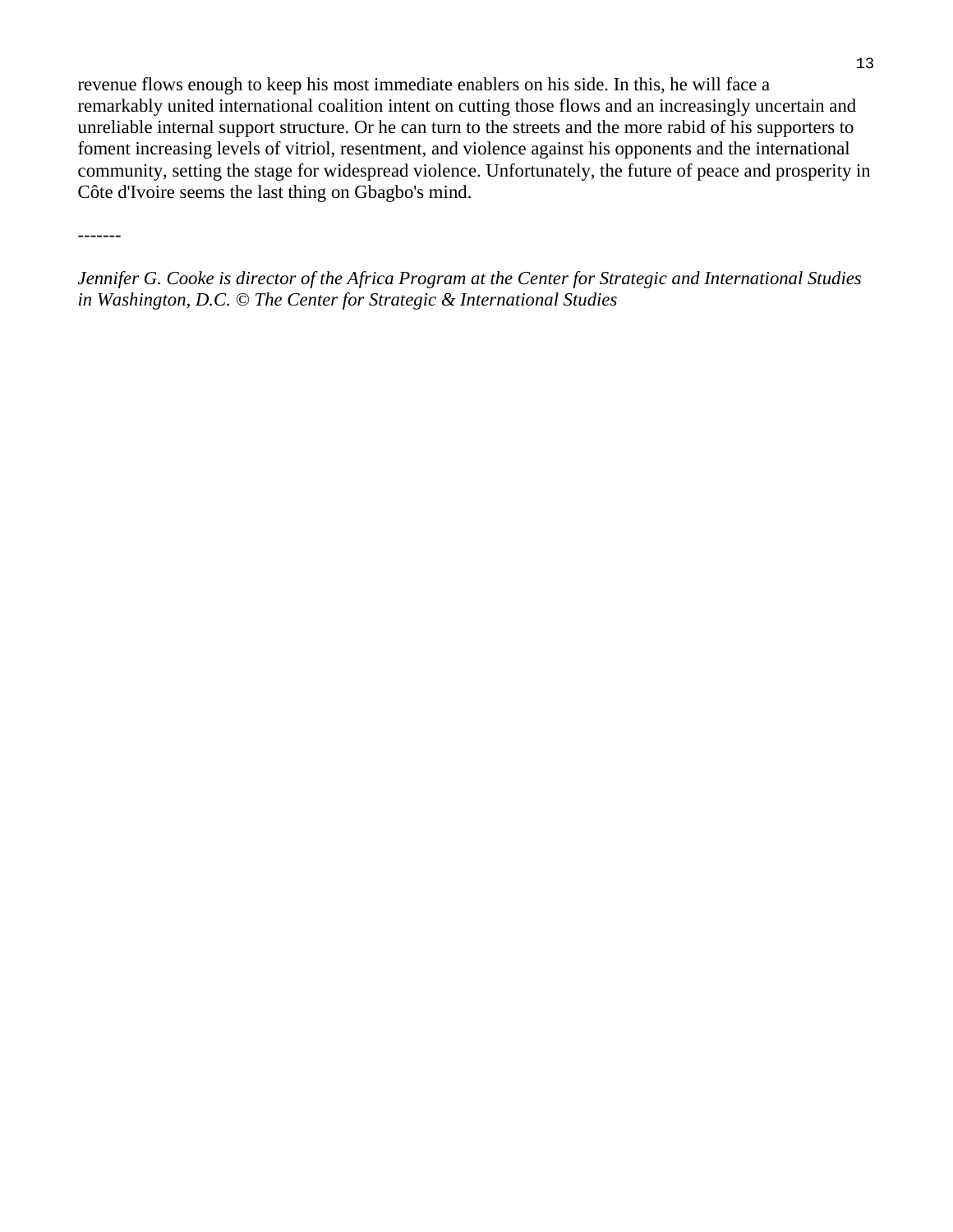revenue flows enough to keep his most immediate enablers on his side. In this, he will face a remarkably united international coalition intent on cutting those flows and an increasingly uncertain and unreliable internal support structure. Or he can turn to the streets and the more rabid of his supporters to foment increasing levels of vitriol, resentment, and violence against his opponents and the international community, setting the stage for widespread violence. Unfortunately, the future of peace and prosperity in Côte d'Ivoire seems the last thing on Gbagbo's mind.

-------

*Jennifer G. Cooke is director of the Africa Program at the Center for Strategic and International Studies in Washington, D.C. © The Center for Strategic & International Studies*